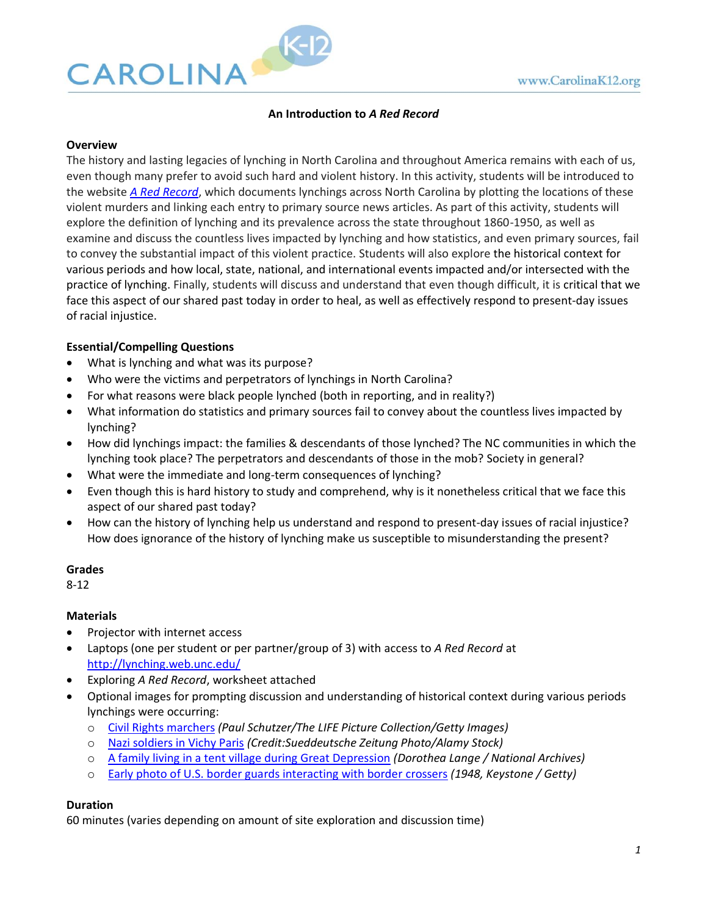# An Introduction to *A Red Record*

## Overview

The history and lasting legacies of lynching in North Carolina and throughout America remains with each of us, even though many prefer to avoid such hard and violent history. In this activity, students will be introduced to the website [*A Red Record*](http://lynching.web.unc.edu/), which documents lynchings across North Carolina by plotting the locations of these violent murders and linking each entry to primary source news articles. As part of this activity, students will explore the definition of lynching and its prevalence across the state throughout 1860-1950, as well as examine and discuss the countless lives impacted by lynching and how statistics, and even primary sources, fail to convey the substantial impact of this violent practice. Students will also explore the historical context for various periods and how local, state, national, and international events impacted and/or intersected with the practice of lynching. Finally, students will discuss and understand that even though difficult, it is critical that we face this aspect of our shared past today in order to heal, as well as effectively respond to present-day issues of racial injustice.

## Essential/Compelling Questions

- What is lynching and what was its purpose?
- Who were the victims and perpetrators of lynchings in North Carolina?
- For what reasons were black people lynched (both in reporting, and in reality?)
- What information do statistics and primary sources fail to convey about the countless lives impacted by lynching?
- How did lynchings impact: the families & descendants of those lynched? The NC communities in which the lynching took place? The perpetrators and descendants of those in the mob? Society in general?
- What were the immediate and long-term consequences of lynching?
- Even though this is hard history to study and comprehend, why is it nonetheless critical that we face this aspect of our shared past today?
- How can the history of lynching help us understand and respond to present-day issues of racial injustice? How does ignorance of the history of lynching make us susceptible to misunderstanding the present?

## Grades

8-12

## Materials

- Projector with internet access
- Laptops (one per student or per partner/group of 3) with access to *A Red Record* at http://lynching.web.unc.edu/
- Exploring *A Red Record*, worksheet attached
- Optional images for prompting discussion and understanding of historical context during various periods lynchings were occurring:
  - Civil Rights marchers *(Paul Schutzer/The LIFE Picture Collection/Getty Images)*
  - Nazi soldiers in Vichy Paris *(Credit:Sueddeutsche Zeitung Photo/Alamy Stock)*
  - A family living in a tent village during Great Depression *(Dorothea Lange / National Archives)*
  - Early photo of U.S. border guards interacting with border crossers *(1948, Keystone / Getty)*

## Duration

60 minutes (varies depending on amount of site exploration and discussion time)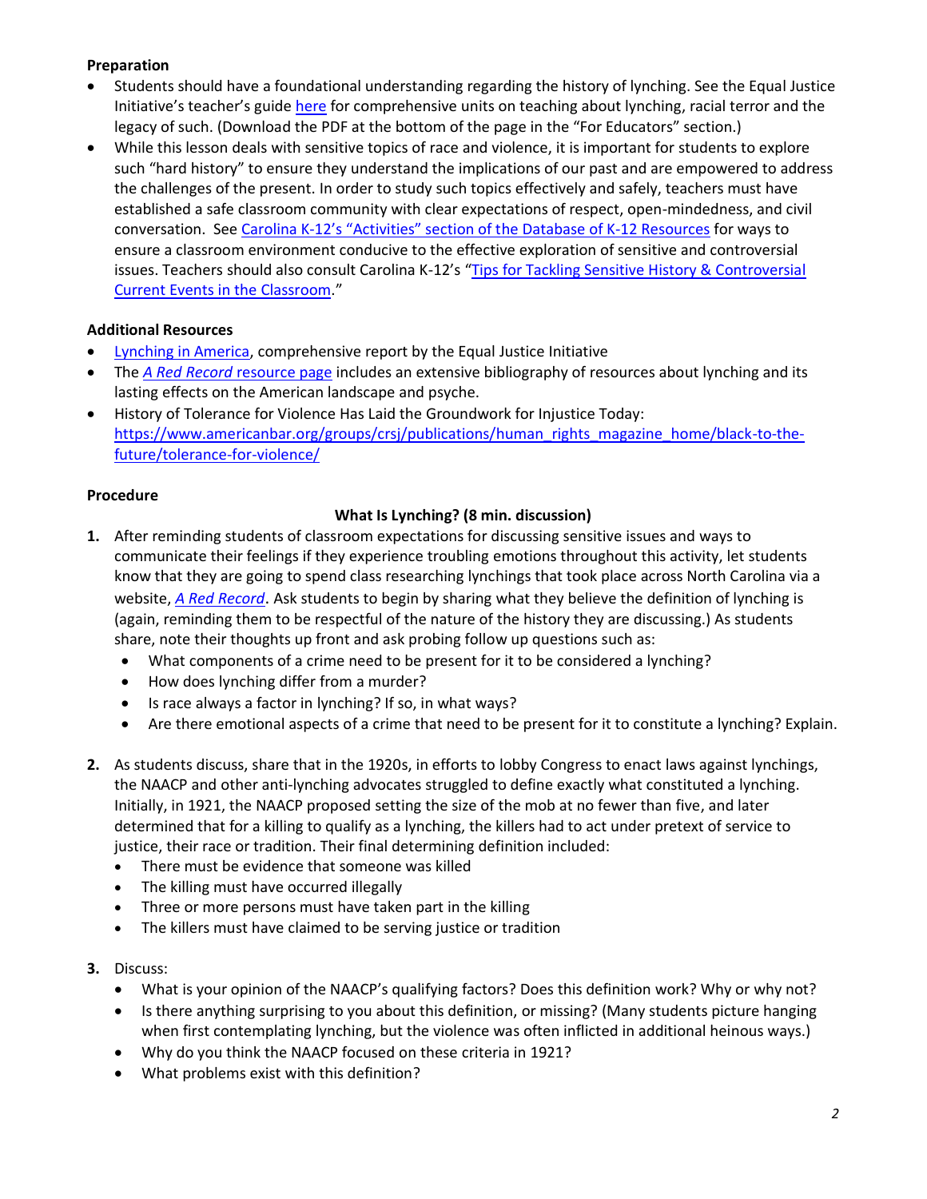**Preparation**

- Students should have a foundational understanding regarding the history of lynching. See the Equal Justice Initiative's teacher's guide here for comprehensive units on teaching about lynching, racial terror and the legacy of such. (Download the PDF at the bottom of the page in the "For Educators" section.)
- While this lesson deals with sensitive topics of race and violence, it is important for students to explore such "hard history" to ensure they understand the implications of our past and are empowered to address the challenges of the present. In order to study such topics effectively and safely, teachers must have established a safe classroom community with clear expectations of respect, open-mindedness, and civil conversation. See Carolina K-12's "Activities" section of the Database of K-12 Resources for ways to ensure a classroom environment conducive to the effective exploration of sensitive and controversial issues. Teachers should also consult Carolina K-12's "Tips for Tackling Sensitive History & Controversial Current Events in the Classroom."

**Additional Resources**

- Lynching in America, comprehensive report by the Equal Justice Initiative
- The *A Red Record* resource page includes an extensive bibliography of resources about lynching and its lasting effects on the American landscape and psyche.
- History of Tolerance for Violence Has Laid the Groundwork for Injustice Today: https://www.americanbar.org/groups/crsj/publications/human_rights_magazine_home/black-to-the-future/tolerance-for-violence/

**Procedure**

**What Is Lynching? (8 min. discussion)**

1. After reminding students of classroom expectations for discussing sensitive issues and ways to communicate their feelings if they experience troubling emotions throughout this activity, let students know that they are going to spend class researching lynchings that took place across North Carolina via a website, *A Red Record*. Ask students to begin by sharing what they believe the definition of lynching is (again, reminding them to be respectful of the nature of the history they are discussing.) As students share, note their thoughts up front and ask probing follow up questions such as:
   - What components of a crime need to be present for it to be considered a lynching?
   - How does lynching differ from a murder?
   - Is race always a factor in lynching? If so, in what ways?
   - Are there emotional aspects of a crime that need to be present for it to constitute a lynching? Explain.

2. As students discuss, share that in the 1920s, in efforts to lobby Congress to enact laws against lynchings, the NAACP and other anti-lynching advocates struggled to define exactly what constituted a lynching. Initially, in 1921, the NAACP proposed setting the size of the mob at no fewer than five, and later determined that for a killing to qualify as a lynching, the killers had to act under pretext of service to justice, their race or tradition. Their final determining definition included:
   - There must be evidence that someone was killed
   - The killing must have occurred illegally
   - Three or more persons must have taken part in the killing
   - The killers must have claimed to be serving justice or tradition

3. Discuss:
   - What is your opinion of the NAACP's qualifying factors? Does this definition work? Why or why not?
   - Is there anything surprising to you about this definition, or missing? (Many students picture hanging when first contemplating lynching, but the violence was often inflicted in additional heinous ways.)
   - Why do you think the NAACP focused on these criteria in 1921?
   - What problems exist with this definition?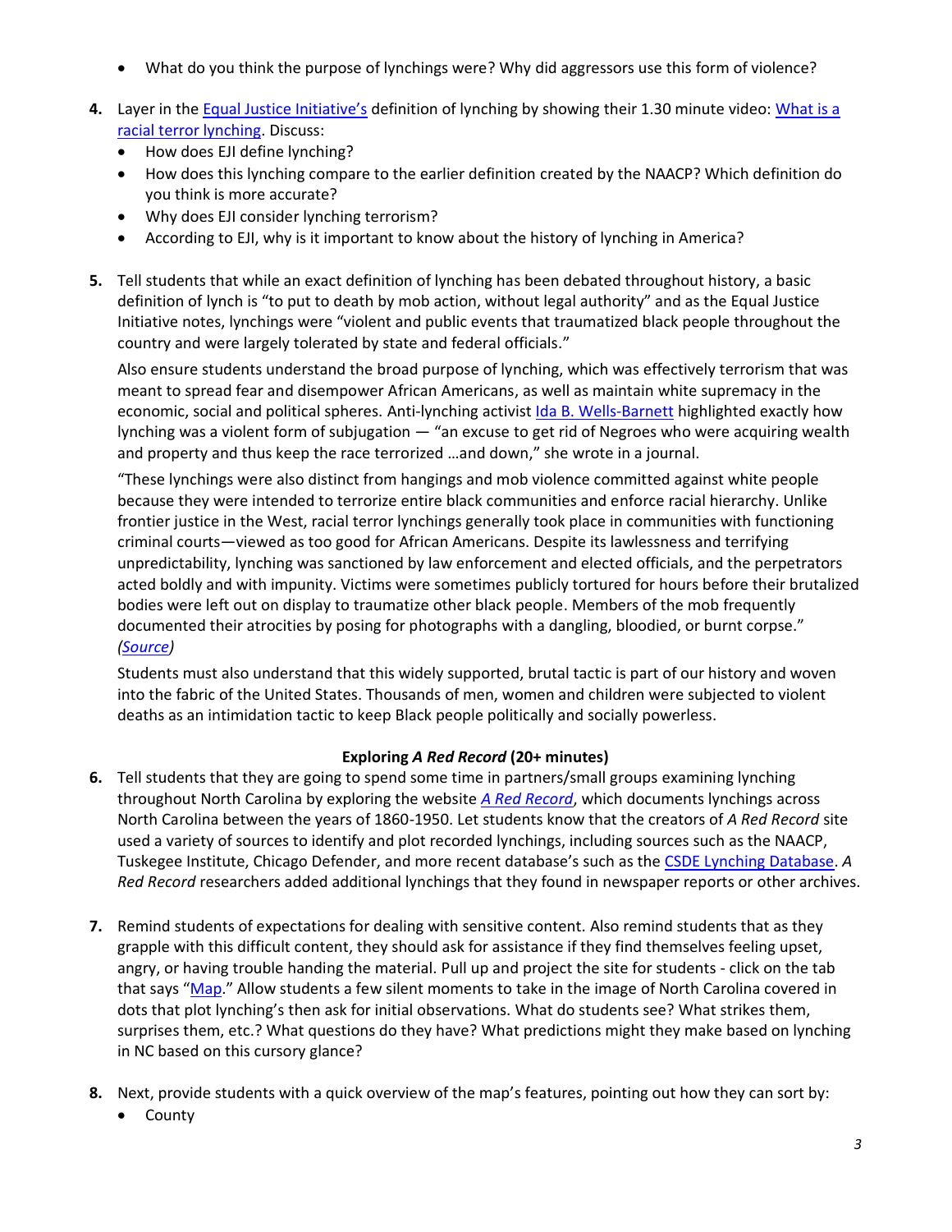- What do you think the purpose of lynchings were? Why did aggressors use this form of violence?

4. Layer in the Equal Justice Initiative's definition of lynching by showing their 1.30 minute video: What is a racial terror lynching. Discuss:
   - How does EJI define lynching?
   - How does this lynching compare to the earlier definition created by the NAACP? Which definition do you think is more accurate?
   - Why does EJI consider lynching terrorism?
   - According to EJI, why is it important to know about the history of lynching in America?

5. Tell students that while an exact definition of lynching has been debated throughout history, a basic definition of lynch is "to put to death by mob action, without legal authority" and as the Equal Justice Initiative notes, lynchings were "violent and public events that traumatized black people throughout the country and were largely tolerated by state and federal officials."

   Also ensure students understand the broad purpose of lynching, which was effectively terrorism that was meant to spread fear and disempower African Americans, as well as maintain white supremacy in the economic, social and political spheres. Anti-lynching activist Ida B. Wells-Barnett highlighted exactly how lynching was a violent form of subjugation — "an excuse to get rid of Negroes who were acquiring wealth and property and thus keep the race terrorized …and down," she wrote in a journal.

   "These lynchings were also distinct from hangings and mob violence committed against white people because they were intended to terrorize entire black communities and enforce racial hierarchy. Unlike frontier justice in the West, racial terror lynchings generally took place in communities with functioning criminal courts—viewed as too good for African Americans. Despite its lawlessness and terrifying unpredictability, lynching was sanctioned by law enforcement and elected officials, and the perpetrators acted boldly and with impunity. Victims were sometimes publicly tortured for hours before their brutalized bodies were left out on display to traumatize other black people. Members of the mob frequently documented their atrocities by posing for photographs with a dangling, bloodied, or burnt corpse." *(Source)*

   Students must also understand that this widely supported, brutal tactic is part of our history and woven into the fabric of the United States. Thousands of men, women and children were subjected to violent deaths as an intimidation tactic to keep Black people politically and socially powerless.

**Exploring *A Red Record* (20+ minutes)**

6. Tell students that they are going to spend some time in partners/small groups examining lynching throughout North Carolina by exploring the website *A Red Record*, which documents lynchings across North Carolina between the years of 1860-1950. Let students know that the creators of *A Red Record* site used a variety of sources to identify and plot recorded lynchings, including sources such as the NAACP, Tuskegee Institute, Chicago Defender, and more recent database's such as the CSDE Lynching Database. *A Red Record* researchers added additional lynchings that they found in newspaper reports or other archives.

7. Remind students of expectations for dealing with sensitive content. Also remind students that as they grapple with this difficult content, they should ask for assistance if they find themselves feeling upset, angry, or having trouble handing the material. Pull up and project the site for students - click on the tab that says "Map." Allow students a few silent moments to take in the image of North Carolina covered in dots that plot lynching's then ask for initial observations. What do students see? What strikes them, surprises them, etc.? What questions do they have? What predictions might they make based on lynching in NC based on this cursory glance?

8. Next, provide students with a quick overview of the map's features, pointing out how they can sort by:
   - County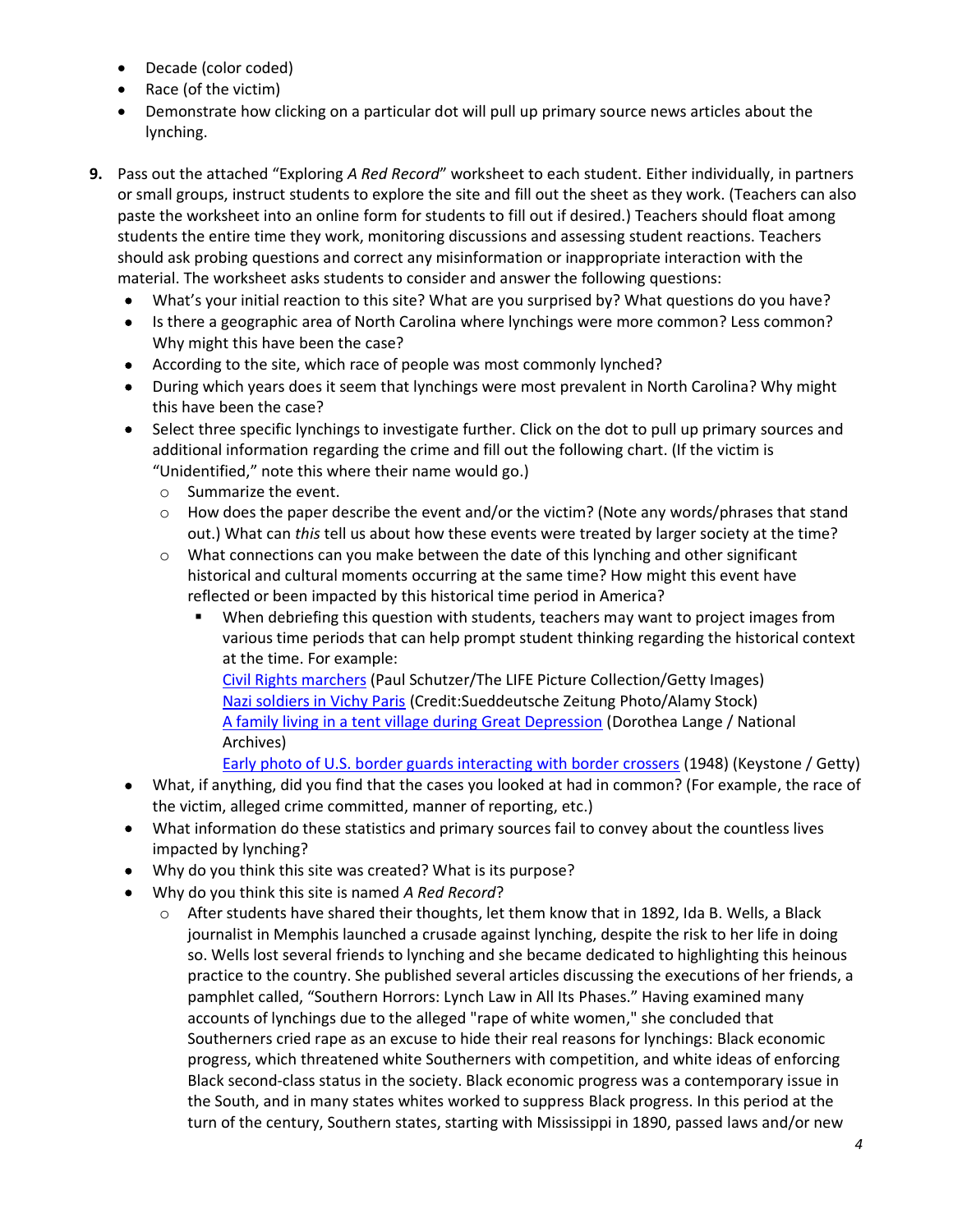- Decade (color coded)
- Race (of the victim)
- Demonstrate how clicking on a particular dot will pull up primary source news articles about the lynching.

**9.** Pass out the attached "Exploring *A Red Record*" worksheet to each student. Either individually, in partners or small groups, instruct students to explore the site and fill out the sheet as they work. (Teachers can also paste the worksheet into an online form for students to fill out if desired.) Teachers should float among students the entire time they work, monitoring discussions and assessing student reactions. Teachers should ask probing questions and correct any misinformation or inappropriate interaction with the material. The worksheet asks students to consider and answer the following questions:

- What's your initial reaction to this site? What are you surprised by? What questions do you have?
- Is there a geographic area of North Carolina where lynchings were more common? Less common? Why might this have been the case?
- According to the site, which race of people was most commonly lynched?
- During which years does it seem that lynchings were most prevalent in North Carolina? Why might this have been the case?
- Select three specific lynchings to investigate further. Click on the dot to pull up primary sources and additional information regarding the crime and fill out the following chart. (If the victim is "Unidentified," note this where their name would go.)
  - Summarize the event.
  - How does the paper describe the event and/or the victim? (Note any words/phrases that stand out.) What can *this* tell us about how these events were treated by larger society at the time?
  - What connections can you make between the date of this lynching and other significant historical and cultural moments occurring at the same time? How might this event have reflected or been impacted by this historical time period in America?
    - When debriefing this question with students, teachers may want to project images from various time periods that can help prompt student thinking regarding the historical context at the time. For example:
      Civil Rights marchers (Paul Schutzer/The LIFE Picture Collection/Getty Images)
      Nazi soldiers in Vichy Paris (Credit:Sueddeutsche Zeitung Photo/Alamy Stock)
      A family living in a tent village during Great Depression (Dorothea Lange / National Archives)
      Early photo of U.S. border guards interacting with border crossers (1948) (Keystone / Getty)
- What, if anything, did you find that the cases you looked at had in common? (For example, the race of the victim, alleged crime committed, manner of reporting, etc.)
- What information do these statistics and primary sources fail to convey about the countless lives impacted by lynching?
- Why do you think this site was created? What is its purpose?
- Why do you think this site is named *A Red Record*?
  - After students have shared their thoughts, let them know that in 1892, Ida B. Wells, a Black journalist in Memphis launched a crusade against lynching, despite the risk to her life in doing so. Wells lost several friends to lynching and she became dedicated to highlighting this heinous practice to the country. She published several articles discussing the executions of her friends, a pamphlet called, "Southern Horrors: Lynch Law in All Its Phases." Having examined many accounts of lynchings due to the alleged "rape of white women," she concluded that Southerners cried rape as an excuse to hide their real reasons for lynchings: Black economic progress, which threatened white Southerners with competition, and white ideas of enforcing Black second-class status in the society. Black economic progress was a contemporary issue in the South, and in many states whites worked to suppress Black progress. In this period at the turn of the century, Southern states, starting with Mississippi in 1890, passed laws and/or new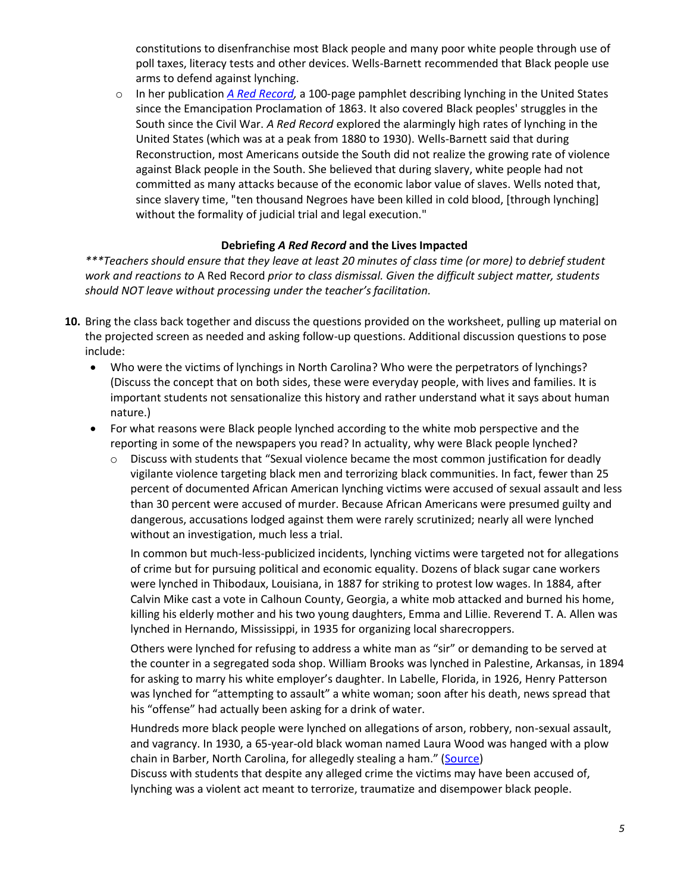constitutions to disenfranchise most Black people and many poor white people through use of poll taxes, literacy tests and other devices. Wells-Barnett recommended that Black people use arms to defend against lynching.

  - In her publication *[A Red Record](#),* a 100-page pamphlet describing lynching in the United States since the Emancipation Proclamation of 1863. It also covered Black peoples' struggles in the South since the Civil War. *A Red Record* explored the alarmingly high rates of lynching in the United States (which was at a peak from 1880 to 1930). Wells-Barnett said that during Reconstruction, most Americans outside the South did not realize the growing rate of violence against Black people in the South. She believed that during slavery, white people had not committed as many attacks because of the economic labor value of slaves. Wells noted that, since slavery time, "ten thousand Negroes have been killed in cold blood, [through lynching] without the formality of judicial trial and legal execution."

**Debriefing *A Red Record* and the Lives Impacted**

****Teachers should ensure that they leave at least 20 minutes of class time (or more) to debrief student work and reactions to* A Red Record *prior to class dismissal. Given the difficult subject matter, students should NOT leave without processing under the teacher's facilitation.*

10. Bring the class back together and discuss the questions provided on the worksheet, pulling up material on the projected screen as needed and asking follow-up questions. Additional discussion questions to pose include:
    - Who were the victims of lynchings in North Carolina? Who were the perpetrators of lynchings? (Discuss the concept that on both sides, these were everyday people, with lives and families. It is important students not sensationalize this history and rather understand what it says about human nature.)
    - For what reasons were Black people lynched according to the white mob perspective and the reporting in some of the newspapers you read? In actuality, why were Black people lynched?
      - Discuss with students that "Sexual violence became the most common justification for deadly vigilante violence targeting black men and terrorizing black communities. In fact, fewer than 25 percent of documented African American lynching victims were accused of sexual assault and less than 30 percent were accused of murder. Because African Americans were presumed guilty and dangerous, accusations lodged against them were rarely scrutinized; nearly all were lynched without an investigation, much less a trial.

        In common but much-less-publicized incidents, lynching victims were targeted not for allegations of crime but for pursuing political and economic equality. Dozens of black sugar cane workers were lynched in Thibodaux, Louisiana, in 1887 for striking to protest low wages. In 1884, after Calvin Mike cast a vote in Calhoun County, Georgia, a white mob attacked and burned his home, killing his elderly mother and his two young daughters, Emma and Lillie. Reverend T. A. Allen was lynched in Hernando, Mississippi, in 1935 for organizing local sharecroppers.

        Others were lynched for refusing to address a white man as "sir" or demanding to be served at the counter in a segregated soda shop. William Brooks was lynched in Palestine, Arkansas, in 1894 for asking to marry his white employer's daughter. In Labelle, Florida, in 1926, Henry Patterson was lynched for "attempting to assault" a white woman; soon after his death, news spread that his "offense" had actually been asking for a drink of water.

        Hundreds more black people were lynched on allegations of arson, robbery, non-sexual assault, and vagrancy. In 1930, a 65-year-old black woman named Laura Wood was hanged with a plow chain in Barber, North Carolina, for allegedly stealing a ham." ([Source](#))

        Discuss with students that despite any alleged crime the victims may have been accused of, lynching was a violent act meant to terrorize, traumatize and disempower black people.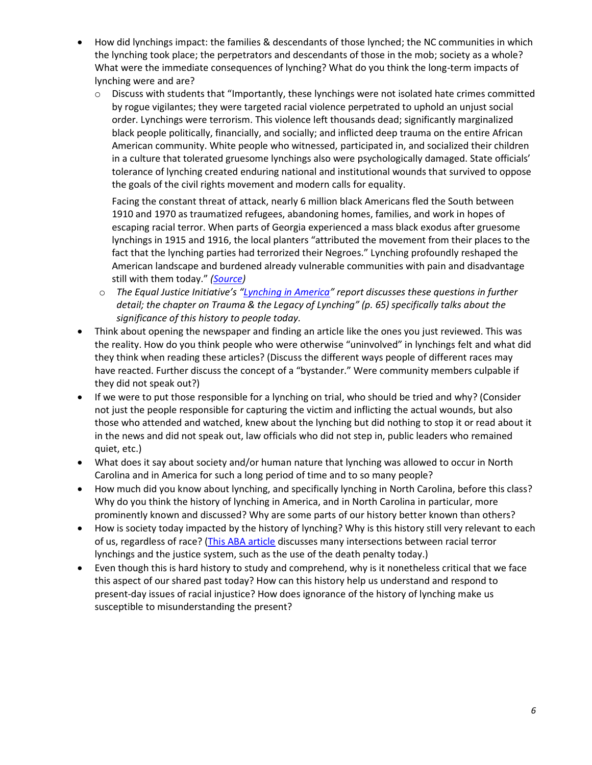- How did lynchings impact: the families & descendants of those lynched; the NC communities in which the lynching took place; the perpetrators and descendants of those in the mob; society as a whole? What were the immediate consequences of lynching? What do you think the long-term impacts of lynching were and are?
  - Discuss with students that "Importantly, these lynchings were not isolated hate crimes committed by rogue vigilantes; they were targeted racial violence perpetrated to uphold an unjust social order. Lynchings were terrorism. This violence left thousands dead; significantly marginalized black people politically, financially, and socially; and inflicted deep trauma on the entire African American community. White people who witnessed, participated in, and socialized their children in a culture that tolerated gruesome lynchings also were psychologically damaged. State officials' tolerance of lynching created enduring national and institutional wounds that survived to oppose the goals of the civil rights movement and modern calls for equality.

    Facing the constant threat of attack, nearly 6 million black Americans fled the South between 1910 and 1970 as traumatized refugees, abandoning homes, families, and work in hopes of escaping racial terror. When parts of Georgia experienced a mass black exodus after gruesome lynchings in 1915 and 1916, the local planters "attributed the movement from their places to the fact that the lynching parties had terrorized their Negroes." Lynching profoundly reshaped the American landscape and burdened already vulnerable communities with pain and disadvantage still with them today." *(Source)*
  - *The Equal Justice Initiative's "Lynching in America" report discusses these questions in further detail; the chapter on Trauma & the Legacy of Lynching" (p. 65) specifically talks about the significance of this history to people today.*
- Think about opening the newspaper and finding an article like the ones you just reviewed. This was the reality. How do you think people who were otherwise "uninvolved" in lynchings felt and what did they think when reading these articles? (Discuss the different ways people of different races may have reacted. Further discuss the concept of a "bystander." Were community members culpable if they did not speak out?)
- If we were to put those responsible for a lynching on trial, who should be tried and why? (Consider not just the people responsible for capturing the victim and inflicting the actual wounds, but also those who attended and watched, knew about the lynching but did nothing to stop it or read about it in the news and did not speak out, law officials who did not step in, public leaders who remained quiet, etc.)
- What does it say about society and/or human nature that lynching was allowed to occur in North Carolina and in America for such a long period of time and to so many people?
- How much did you know about lynching, and specifically lynching in North Carolina, before this class? Why do you think the history of lynching in America, and in North Carolina in particular, more prominently known and discussed? Why are some parts of our history better known than others?
- How is society today impacted by the history of lynching? Why is this history still very relevant to each of us, regardless of race? (This ABA article discusses many intersections between racial terror lynchings and the justice system, such as the use of the death penalty today.)
- Even though this is hard history to study and comprehend, why is it nonetheless critical that we face this aspect of our shared past today? How can this history help us understand and respond to present-day issues of racial injustice? How does ignorance of the history of lynching make us susceptible to misunderstanding the present?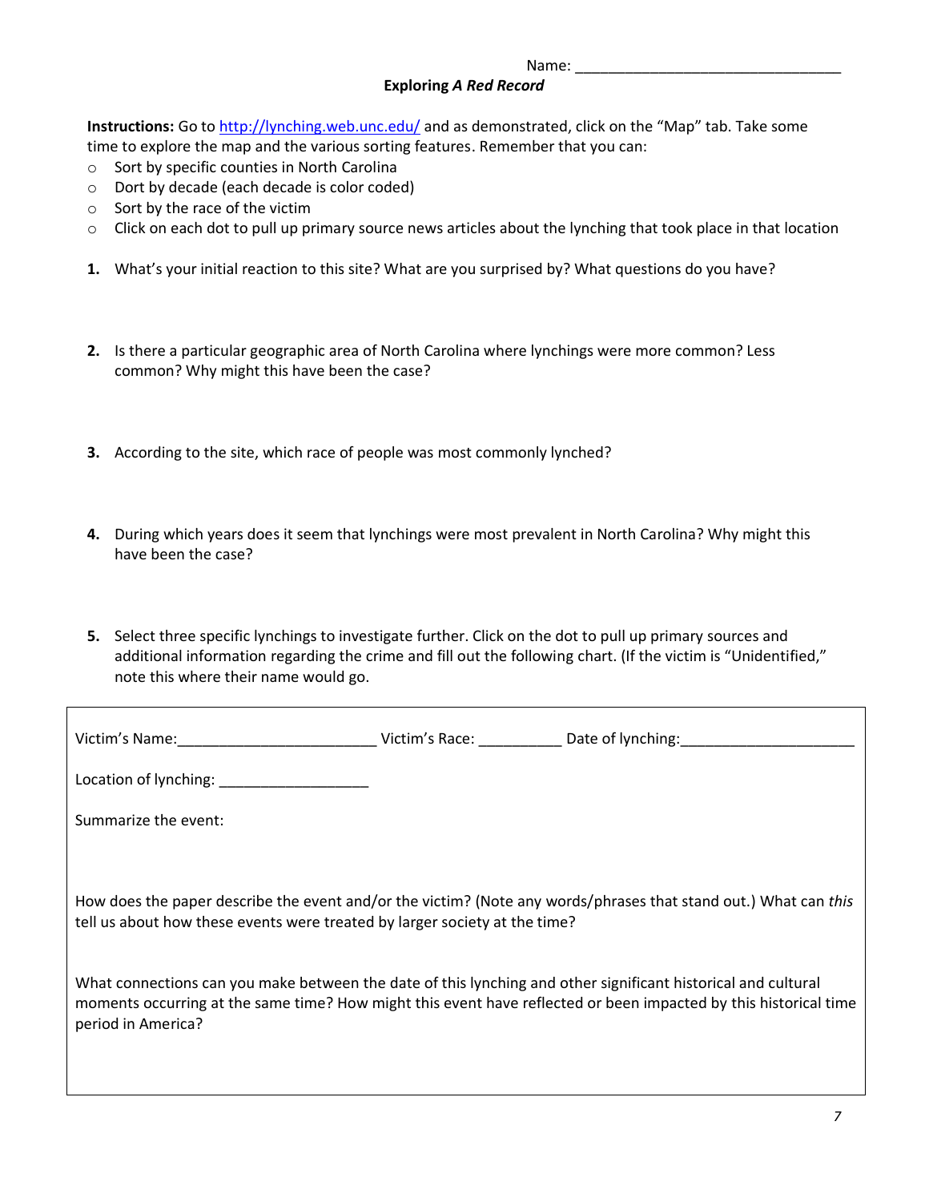Name: ________________________________

## Exploring *A Red Record*

**Instructions:** Go to http://lynching.web.unc.edu/ and as demonstrated, click on the "Map" tab. Take some time to explore the map and the various sorting features. Remember that you can:

- Sort by specific counties in North Carolina
- Dort by decade (each decade is color coded)
- Sort by the race of the victim
- Click on each dot to pull up primary source news articles about the lynching that took place in that location

**1.** What's your initial reaction to this site? What are you surprised by? What questions do you have?

**2.** Is there a particular geographic area of North Carolina where lynchings were more common? Less common? Why might this have been the case?

**3.** According to the site, which race of people was most commonly lynched?

**4.** During which years does it seem that lynchings were most prevalent in North Carolina? Why might this have been the case?

**5.** Select three specific lynchings to investigate further. Click on the dot to pull up primary sources and additional information regarding the crime and fill out the following chart. (If the victim is "Unidentified," note this where their name would go.)

Victim's Name:________________________ Victim's Race: __________ Date of lynching:_____________________

Location of lynching: __________________

Summarize the event:

How does the paper describe the event and/or the victim? (Note any words/phrases that stand out.) What can *this* tell us about how these events were treated by larger society at the time?

What connections can you make between the date of this lynching and other significant historical and cultural moments occurring at the same time? How might this event have reflected or been impacted by this historical time period in America?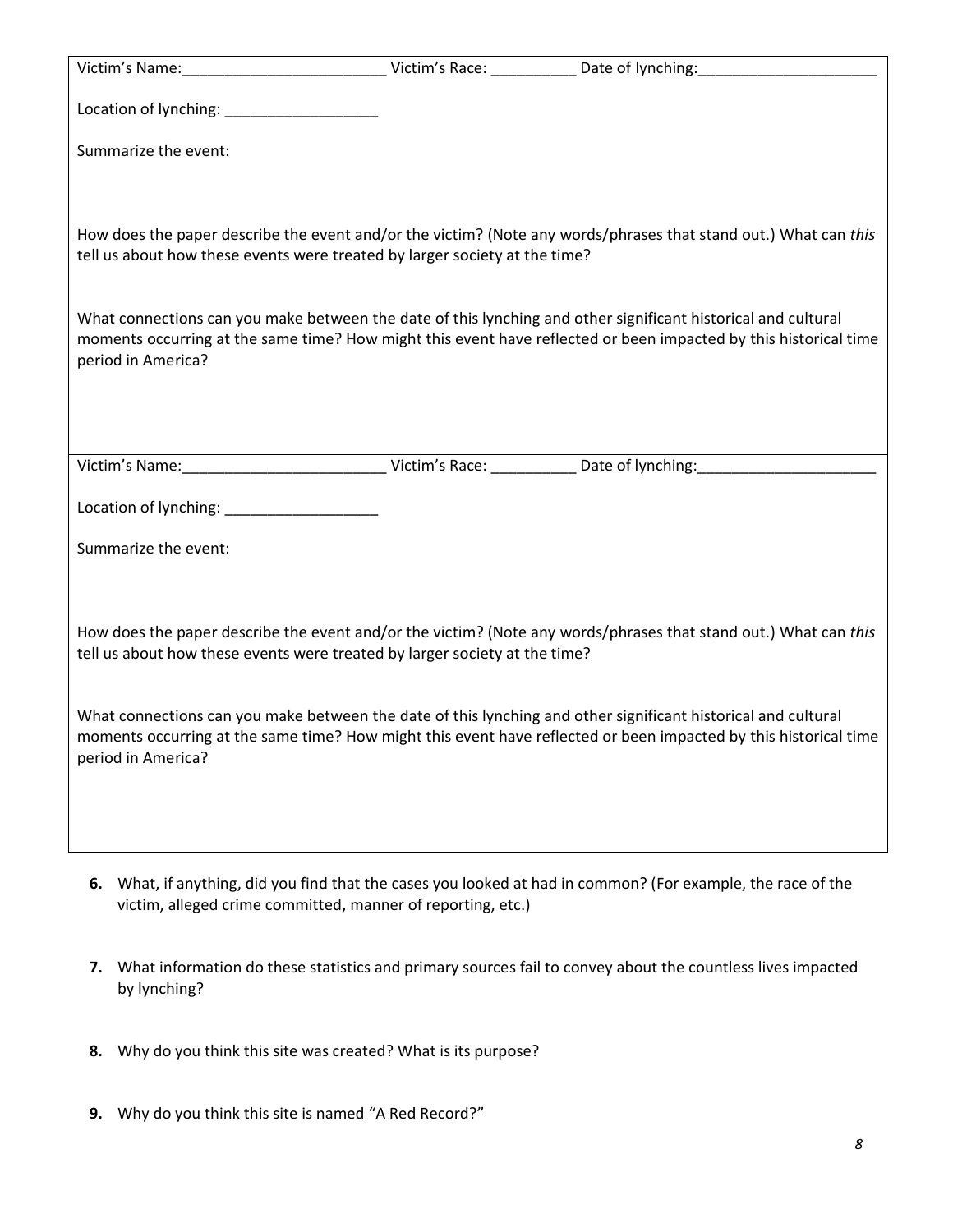Victim's Name:________________________ Victim's Race: __________ Date of lynching:_____________________

Location of lynching: __________________

Summarize the event:

How does the paper describe the event and/or the victim? (Note any words/phrases that stand out.) What can *this* tell us about how these events were treated by larger society at the time?

What connections can you make between the date of this lynching and other significant historical and cultural moments occurring at the same time? How might this event have reflected or been impacted by this historical time period in America?

---

Victim's Name:________________________ Victim's Race: __________ Date of lynching:_____________________

Location of lynching: __________________

Summarize the event:

How does the paper describe the event and/or the victim? (Note any words/phrases that stand out.) What can *this* tell us about how these events were treated by larger society at the time?

What connections can you make between the date of this lynching and other significant historical and cultural moments occurring at the same time? How might this event have reflected or been impacted by this historical time period in America?

---

6. What, if anything, did you find that the cases you looked at had in common? (For example, the race of the victim, alleged crime committed, manner of reporting, etc.)

7. What information do these statistics and primary sources fail to convey about the countless lives impacted by lynching?

8. Why do you think this site was created? What is its purpose?

9. Why do you think this site is named "A Red Record?"